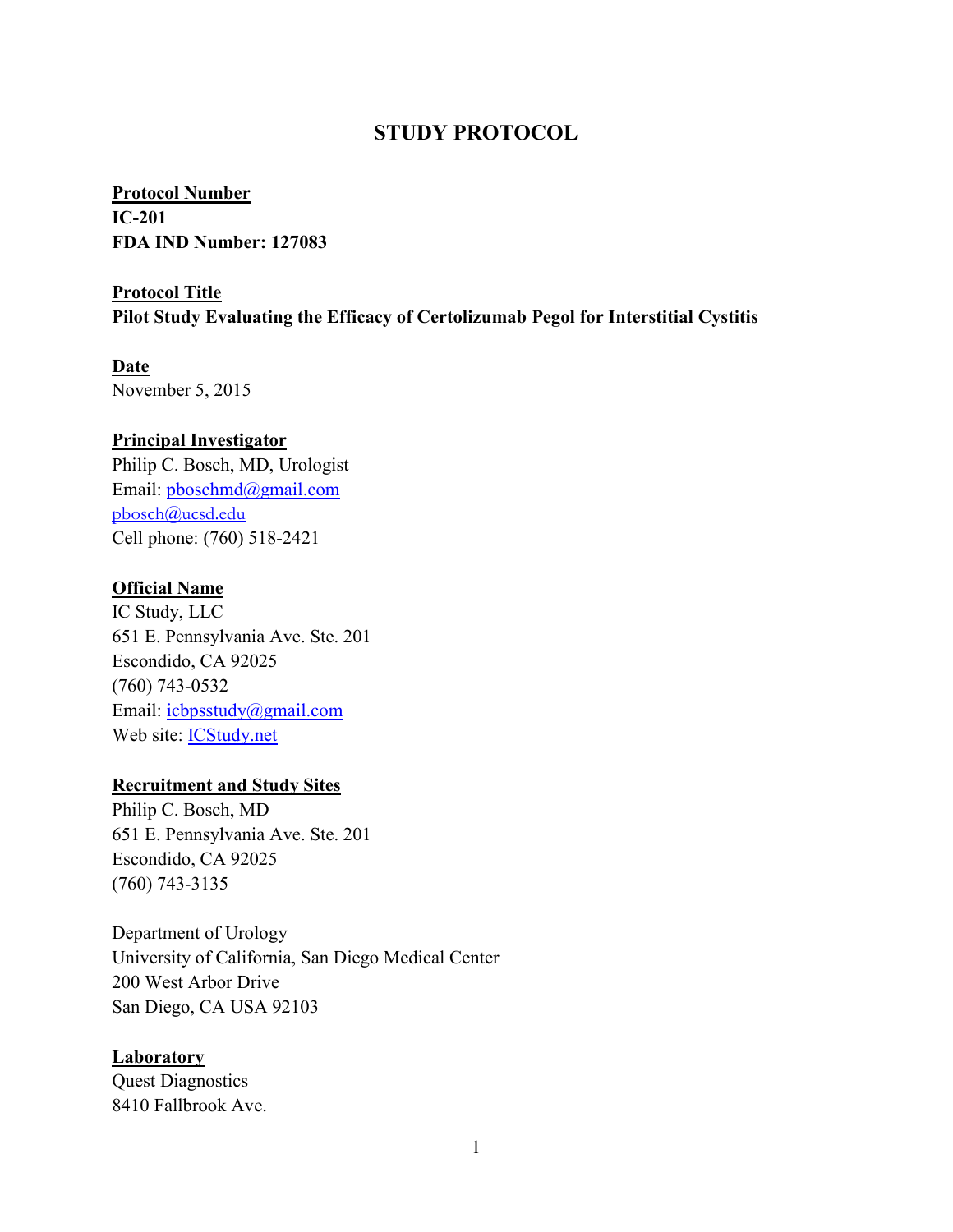# STUDY PROTOCOL

**Protocol Number**
**IC-201**
**FDA IND Number: 127083**

**Protocol Title**
**Pilot Study Evaluating the Efficacy of Certolizumab Pegol for Interstitial Cystitis**

**Date**
November 5, 2015

**Principal Investigator**
Philip C. Bosch, MD, Urologist
Email: pboschmd@gmail.com
pbosch@ucsd.edu
Cell phone: (760) 518-2421

**Official Name**
IC Study, LLC
651 E. Pennsylvania Ave. Ste. 201
Escondido, CA 92025
(760) 743-0532
Email: icbpsstudy@gmail.com
Web site: ICStudy.net

**Recruitment and Study Sites**
Philip C. Bosch, MD
651 E. Pennsylvania Ave. Ste. 201
Escondido, CA 92025
(760) 743-3135

Department of Urology
University of California, San Diego Medical Center
200 West Arbor Drive
San Diego, CA USA 92103

**Laboratory**
Quest Diagnostics
8410 Fallbrook Ave.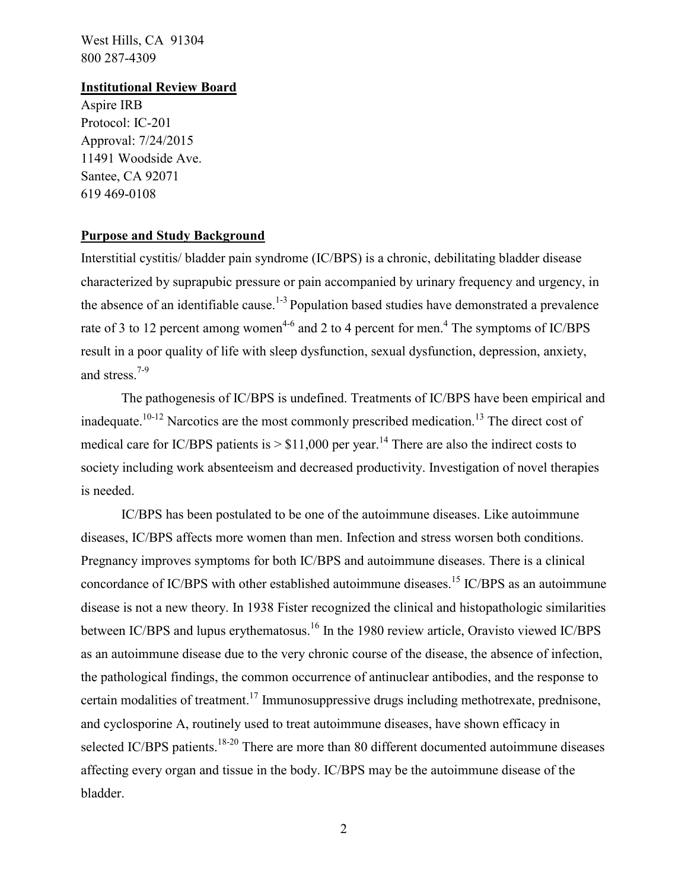West Hills, CA 91304
800 287-4309

**Institutional Review Board**

Aspire IRB
Protocol: IC-201
Approval: 7/24/2015
11491 Woodside Ave.
Santee, CA 92071
619 469-0108

**Purpose and Study Background**

Interstitial cystitis/ bladder pain syndrome (IC/BPS) is a chronic, debilitating bladder disease characterized by suprapubic pressure or pain accompanied by urinary frequency and urgency, in the absence of an identifiable cause.[1-3] Population based studies have demonstrated a prevalence rate of 3 to 12 percent among women[4-6] and 2 to 4 percent for men.[4] The symptoms of IC/BPS result in a poor quality of life with sleep dysfunction, sexual dysfunction, depression, anxiety, and stress.[7-9]

The pathogenesis of IC/BPS is undefined. Treatments of IC/BPS have been empirical and inadequate.[10-12] Narcotics are the most commonly prescribed medication.[13] The direct cost of medical care for IC/BPS patients is > $11,000 per year.[14] There are also the indirect costs to society including work absenteeism and decreased productivity. Investigation of novel therapies is needed.

IC/BPS has been postulated to be one of the autoimmune diseases. Like autoimmune diseases, IC/BPS affects more women than men. Infection and stress worsen both conditions. Pregnancy improves symptoms for both IC/BPS and autoimmune diseases. There is a clinical concordance of IC/BPS with other established autoimmune diseases.[15] IC/BPS as an autoimmune disease is not a new theory. In 1938 Fister recognized the clinical and histopathologic similarities between IC/BPS and lupus erythematosus.[16] In the 1980 review article, Oravisto viewed IC/BPS as an autoimmune disease due to the very chronic course of the disease, the absence of infection, the pathological findings, the common occurrence of antinuclear antibodies, and the response to certain modalities of treatment.[17] Immunosuppressive drugs including methotrexate, prednisone, and cyclosporine A, routinely used to treat autoimmune diseases, have shown efficacy in selected IC/BPS patients.[18-20] There are more than 80 different documented autoimmune diseases affecting every organ and tissue in the body. IC/BPS may be the autoimmune disease of the bladder.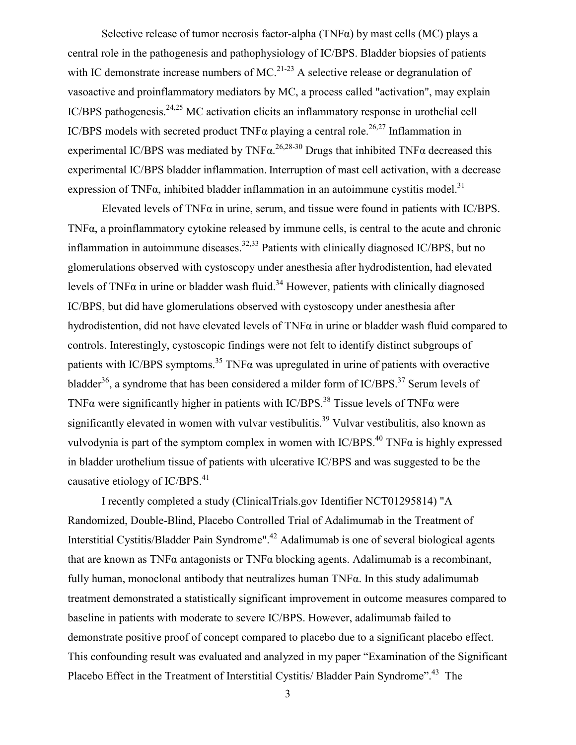Selective release of tumor necrosis factor-alpha (TNFα) by mast cells (MC) plays a central role in the pathogenesis and pathophysiology of IC/BPS. Bladder biopsies of patients with IC demonstrate increase numbers of MC.[21-23] A selective release or degranulation of vasoactive and proinflammatory mediators by MC, a process called "activation", may explain IC/BPS pathogenesis.[24,25] MC activation elicits an inflammatory response in urothelial cell IC/BPS models with secreted product TNFα playing a central role.[26,27] Inflammation in experimental IC/BPS was mediated by TNFα.[26,28-30] Drugs that inhibited TNFα decreased this experimental IC/BPS bladder inflammation. Interruption of mast cell activation, with a decrease expression of TNFα, inhibited bladder inflammation in an autoimmune cystitis model.[31]

Elevated levels of TNFα in urine, serum, and tissue were found in patients with IC/BPS. TNFα, a proinflammatory cytokine released by immune cells, is central to the acute and chronic inflammation in autoimmune diseases.[32,33] Patients with clinically diagnosed IC/BPS, but no glomerulations observed with cystoscopy under anesthesia after hydrodistention, had elevated levels of TNFα in urine or bladder wash fluid.[34] However, patients with clinically diagnosed IC/BPS, but did have glomerulations observed with cystoscopy under anesthesia after hydrodistention, did not have elevated levels of TNFα in urine or bladder wash fluid compared to controls. Interestingly, cystoscopic findings were not felt to identify distinct subgroups of patients with IC/BPS symptoms.[35] TNFα was upregulated in urine of patients with overactive bladder[36], a syndrome that has been considered a milder form of IC/BPS.[37] Serum levels of TNFα were significantly higher in patients with IC/BPS.[38] Tissue levels of TNFα were significantly elevated in women with vulvar vestibulitis.[39] Vulvar vestibulitis, also known as vulvodynia is part of the symptom complex in women with IC/BPS.[40] TNFα is highly expressed in bladder urothelium tissue of patients with ulcerative IC/BPS and was suggested to be the causative etiology of IC/BPS.[41]

I recently completed a study (ClinicalTrials.gov Identifier NCT01295814) "A Randomized, Double-Blind, Placebo Controlled Trial of Adalimumab in the Treatment of Interstitial Cystitis/Bladder Pain Syndrome".[42] Adalimumab is one of several biological agents that are known as TNFα antagonists or TNFα blocking agents. Adalimumab is a recombinant, fully human, monoclonal antibody that neutralizes human TNFα. In this study adalimumab treatment demonstrated a statistically significant improvement in outcome measures compared to baseline in patients with moderate to severe IC/BPS. However, adalimumab failed to demonstrate positive proof of concept compared to placebo due to a significant placebo effect. This confounding result was evaluated and analyzed in my paper "Examination of the Significant Placebo Effect in the Treatment of Interstitial Cystitis/ Bladder Pain Syndrome".[43] The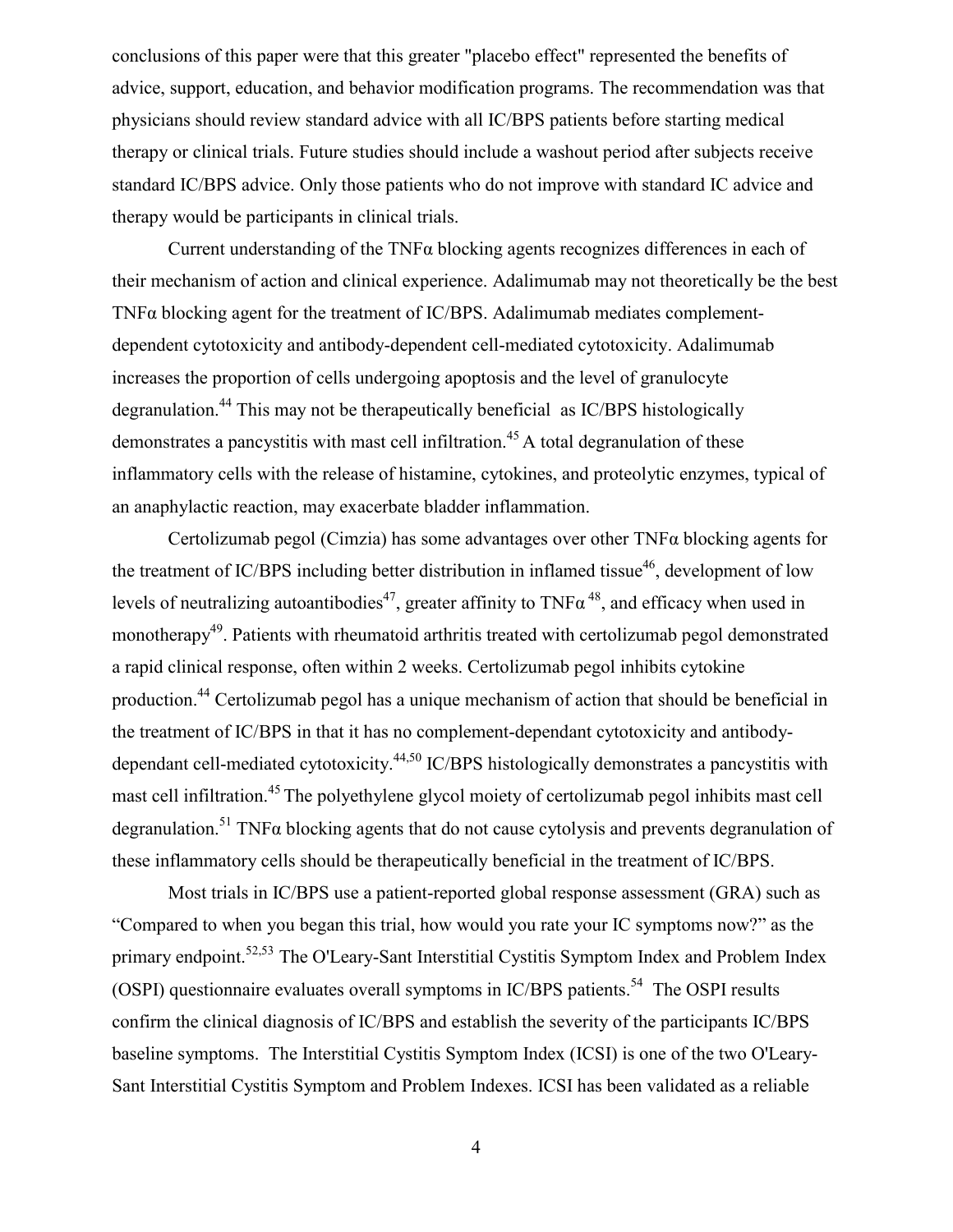conclusions of this paper were that this greater "placebo effect" represented the benefits of advice, support, education, and behavior modification programs. The recommendation was that physicians should review standard advice with all IC/BPS patients before starting medical therapy or clinical trials. Future studies should include a washout period after subjects receive standard IC/BPS advice. Only those patients who do not improve with standard IC advice and therapy would be participants in clinical trials.

Current understanding of the TNFα blocking agents recognizes differences in each of their mechanism of action and clinical experience. Adalimumab may not theoretically be the best TNFα blocking agent for the treatment of IC/BPS. Adalimumab mediates complement-dependent cytotoxicity and antibody-dependent cell-mediated cytotoxicity. Adalimumab increases the proportion of cells undergoing apoptosis and the level of granulocyte degranulation.[44] This may not be therapeutically beneficial as IC/BPS histologically demonstrates a pancystitis with mast cell infiltration.[45] A total degranulation of these inflammatory cells with the release of histamine, cytokines, and proteolytic enzymes, typical of an anaphylactic reaction, may exacerbate bladder inflammation.

Certolizumab pegol (Cimzia) has some advantages over other TNFα blocking agents for the treatment of IC/BPS including better distribution in inflamed tissue[46], development of low levels of neutralizing autoantibodies[47], greater affinity to TNFα [48], and efficacy when used in monotherapy[49]. Patients with rheumatoid arthritis treated with certolizumab pegol demonstrated a rapid clinical response, often within 2 weeks. Certolizumab pegol inhibits cytokine production.[44] Certolizumab pegol has a unique mechanism of action that should be beneficial in the treatment of IC/BPS in that it has no complement-dependant cytotoxicity and antibody-dependant cell-mediated cytotoxicity.[44,50] IC/BPS histologically demonstrates a pancystitis with mast cell infiltration.[45] The polyethylene glycol moiety of certolizumab pegol inhibits mast cell degranulation.[51] TNFα blocking agents that do not cause cytolysis and prevents degranulation of these inflammatory cells should be therapeutically beneficial in the treatment of IC/BPS.

Most trials in IC/BPS use a patient-reported global response assessment (GRA) such as "Compared to when you began this trial, how would you rate your IC symptoms now?" as the primary endpoint.[52,53] The O'Leary-Sant Interstitial Cystitis Symptom Index and Problem Index (OSPI) questionnaire evaluates overall symptoms in IC/BPS patients.[54] The OSPI results confirm the clinical diagnosis of IC/BPS and establish the severity of the participants IC/BPS baseline symptoms. The Interstitial Cystitis Symptom Index (ICSI) is one of the two O'Leary-Sant Interstitial Cystitis Symptom and Problem Indexes. ICSI has been validated as a reliable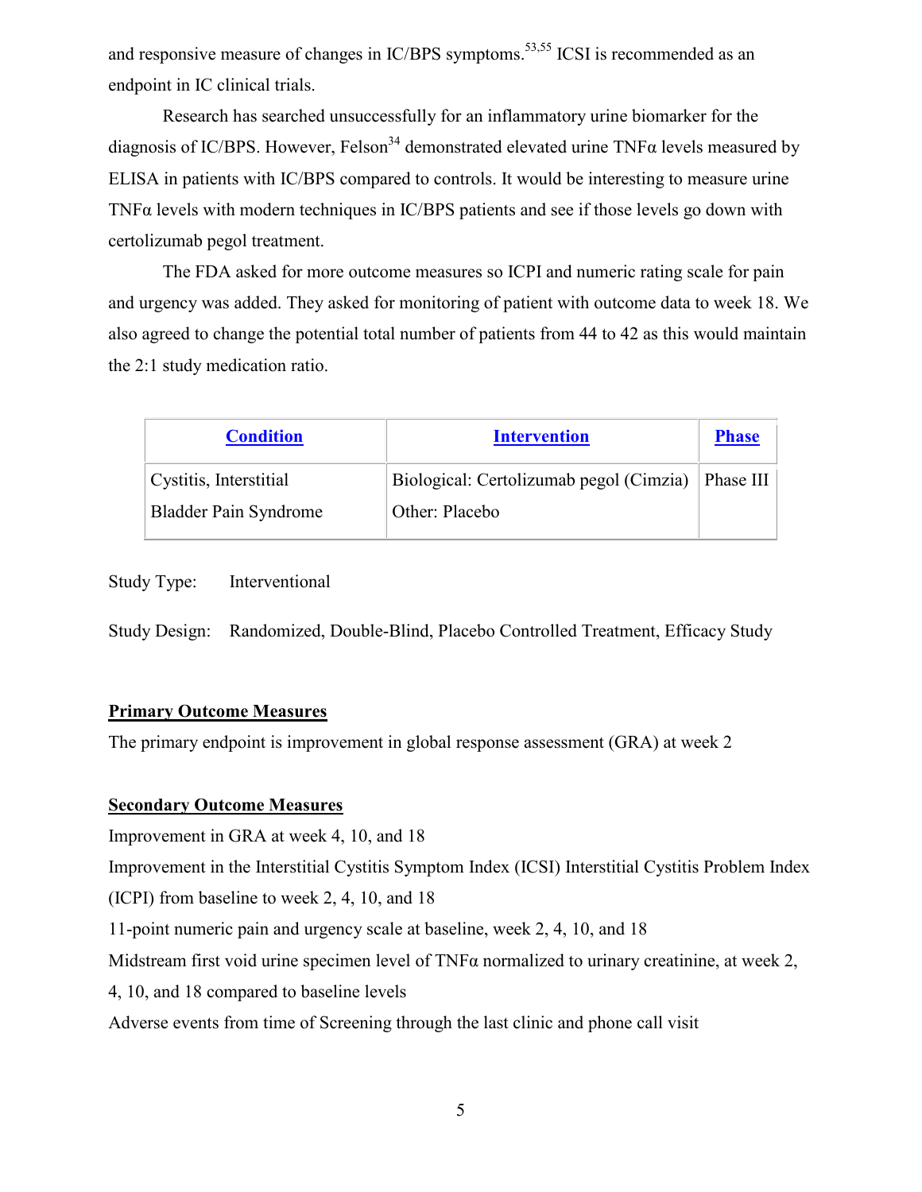and responsive measure of changes in IC/BPS symptoms.[53,55] ICSI is recommended as an endpoint in IC clinical trials.

Research has searched unsuccessfully for an inflammatory urine biomarker for the diagnosis of IC/BPS. However, Felson[34] demonstrated elevated urine TNFα levels measured by ELISA in patients with IC/BPS compared to controls. It would be interesting to measure urine TNFα levels with modern techniques in IC/BPS patients and see if those levels go down with certolizumab pegol treatment.

The FDA asked for more outcome measures so ICPI and numeric rating scale for pain and urgency was added. They asked for monitoring of patient with outcome data to week 18. We also agreed to change the potential total number of patients from 44 to 42 as this would maintain the 2:1 study medication ratio.

| **Condition** | **Intervention** | **Phase** |
|---|---|---|
| Cystitis, Interstitial<br>Bladder Pain Syndrome | Biological: Certolizumab pegol (Cimzia)<br>Other: Placebo | Phase III |

Study Type: Interventional

Study Design: Randomized, Double-Blind, Placebo Controlled Treatment, Efficacy Study

**Primary Outcome Measures**

The primary endpoint is improvement in global response assessment (GRA) at week 2

**Secondary Outcome Measures**

Improvement in GRA at week 4, 10, and 18

Improvement in the Interstitial Cystitis Symptom Index (ICSI) Interstitial Cystitis Problem Index (ICPI) from baseline to week 2, 4, 10, and 18

11-point numeric pain and urgency scale at baseline, week 2, 4, 10, and 18

Midstream first void urine specimen level of TNFα normalized to urinary creatinine, at week 2, 4, 10, and 18 compared to baseline levels

Adverse events from time of Screening through the last clinic and phone call visit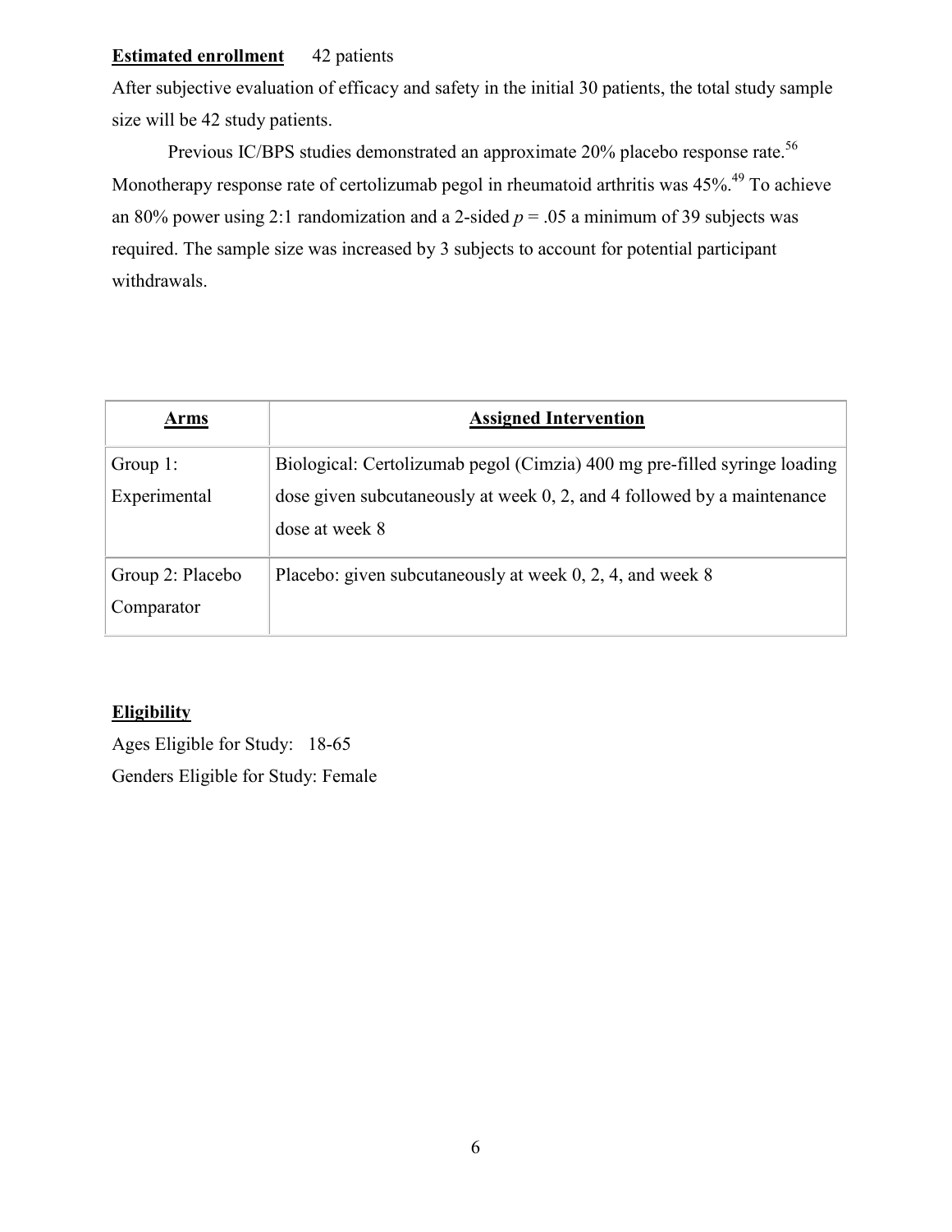**Estimated enrollment** 42 patients

After subjective evaluation of efficacy and safety in the initial 30 patients, the total study sample size will be 42 study patients.

Previous IC/BPS studies demonstrated an approximate 20% placebo response rate.[56] Monotherapy response rate of certolizumab pegol in rheumatoid arthritis was 45%.[49] To achieve an 80% power using 2:1 randomization and a 2-sided $p = .05$ a minimum of 39 subjects was required. The sample size was increased by 3 subjects to account for potential participant withdrawals.

| **Arms** | **Assigned Intervention** |
| --- | --- |
| Group 1: Experimental | Biological: Certolizumab pegol (Cimzia) 400 mg pre-filled syringe loading dose given subcutaneously at week 0, 2, and 4 followed by a maintenance dose at week 8 |
| Group 2: Placebo Comparator | Placebo: given subcutaneously at week 0, 2, 4, and week 8 |

**Eligibility**

Ages Eligible for Study: 18-65

Genders Eligible for Study: Female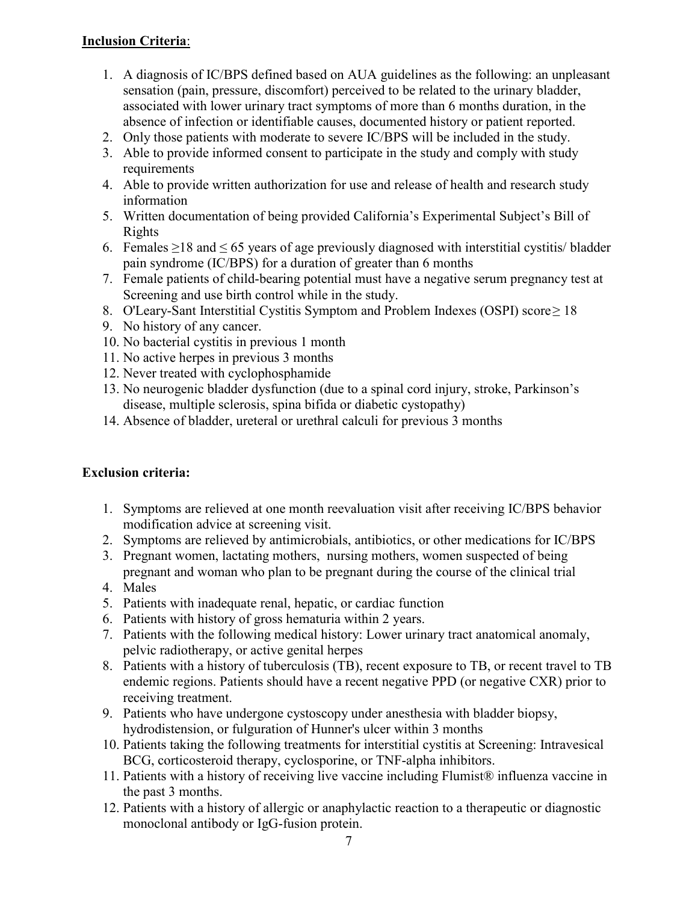**Inclusion Criteria**:

1. A diagnosis of IC/BPS defined based on AUA guidelines as the following: an unpleasant sensation (pain, pressure, discomfort) perceived to be related to the urinary bladder, associated with lower urinary tract symptoms of more than 6 months duration, in the absence of infection or identifiable causes, documented history or patient reported.
2. Only those patients with moderate to severe IC/BPS will be included in the study.
3. Able to provide informed consent to participate in the study and comply with study requirements
4. Able to provide written authorization for use and release of health and research study information
5. Written documentation of being provided California's Experimental Subject's Bill of Rights
6. Females ≥18 and ≤ 65 years of age previously diagnosed with interstitial cystitis/ bladder pain syndrome (IC/BPS) for a duration of greater than 6 months
7. Female patients of child-bearing potential must have a negative serum pregnancy test at Screening and use birth control while in the study.
8. O'Leary-Sant Interstitial Cystitis Symptom and Problem Indexes (OSPI) score≥ 18
9. No history of any cancer.
10. No bacterial cystitis in previous 1 month
11. No active herpes in previous 3 months
12. Never treated with cyclophosphamide
13. No neurogenic bladder dysfunction (due to a spinal cord injury, stroke, Parkinson's disease, multiple sclerosis, spina bifida or diabetic cystopathy)
14. Absence of bladder, ureteral or urethral calculi for previous 3 months

**Exclusion criteria:**

1. Symptoms are relieved at one month reevaluation visit after receiving IC/BPS behavior modification advice at screening visit.
2. Symptoms are relieved by antimicrobials, antibiotics, or other medications for IC/BPS
3. Pregnant women, lactating mothers, nursing mothers, women suspected of being pregnant and woman who plan to be pregnant during the course of the clinical trial
4. Males
5. Patients with inadequate renal, hepatic, or cardiac function
6. Patients with history of gross hematuria within 2 years.
7. Patients with the following medical history: Lower urinary tract anatomical anomaly, pelvic radiotherapy, or active genital herpes
8. Patients with a history of tuberculosis (TB), recent exposure to TB, or recent travel to TB endemic regions. Patients should have a recent negative PPD (or negative CXR) prior to receiving treatment.
9. Patients who have undergone cystoscopy under anesthesia with bladder biopsy, hydrodistension, or fulguration of Hunner's ulcer within 3 months
10. Patients taking the following treatments for interstitial cystitis at Screening: Intravesical BCG, corticosteroid therapy, cyclosporine, or TNF-alpha inhibitors.
11. Patients with a history of receiving live vaccine including Flumist® influenza vaccine in the past 3 months.
12. Patients with a history of allergic or anaphylactic reaction to a therapeutic or diagnostic monoclonal antibody or IgG-fusion protein.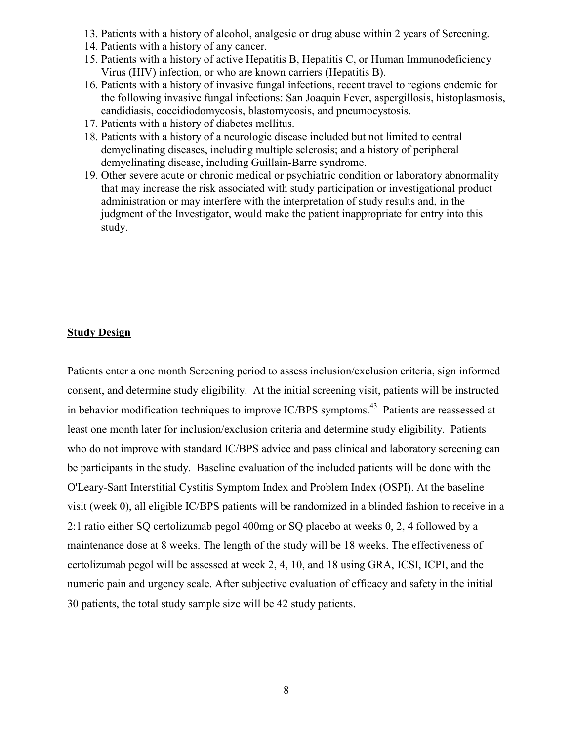13. Patients with a history of alcohol, analgesic or drug abuse within 2 years of Screening.
14. Patients with a history of any cancer.
15. Patients with a history of active Hepatitis B, Hepatitis C, or Human Immunodeficiency Virus (HIV) infection, or who are known carriers (Hepatitis B).
16. Patients with a history of invasive fungal infections, recent travel to regions endemic for the following invasive fungal infections: San Joaquin Fever, aspergillosis, histoplasmosis, candidiasis, coccidiodomycosis, blastomycosis, and pneumocystosis.
17. Patients with a history of diabetes mellitus.
18. Patients with a history of a neurologic disease included but not limited to central demyelinating diseases, including multiple sclerosis; and a history of peripheral demyelinating disease, including Guillain-Barre syndrome.
19. Other severe acute or chronic medical or psychiatric condition or laboratory abnormality that may increase the risk associated with study participation or investigational product administration or may interfere with the interpretation of study results and, in the judgment of the Investigator, would make the patient inappropriate for entry into this study.

**Study Design**

Patients enter a one month Screening period to assess inclusion/exclusion criteria, sign informed consent, and determine study eligibility. At the initial screening visit, patients will be instructed in behavior modification techniques to improve IC/BPS symptoms.[43] Patients are reassessed at least one month later for inclusion/exclusion criteria and determine study eligibility. Patients who do not improve with standard IC/BPS advice and pass clinical and laboratory screening can be participants in the study. Baseline evaluation of the included patients will be done with the O'Leary-Sant Interstitial Cystitis Symptom Index and Problem Index (OSPI). At the baseline visit (week 0), all eligible IC/BPS patients will be randomized in a blinded fashion to receive in a 2:1 ratio either SQ certolizumab pegol 400mg or SQ placebo at weeks 0, 2, 4 followed by a maintenance dose at 8 weeks. The length of the study will be 18 weeks. The effectiveness of certolizumab pegol will be assessed at week 2, 4, 10, and 18 using GRA, ICSI, ICPI, and the numeric pain and urgency scale. After subjective evaluation of efficacy and safety in the initial 30 patients, the total study sample size will be 42 study patients.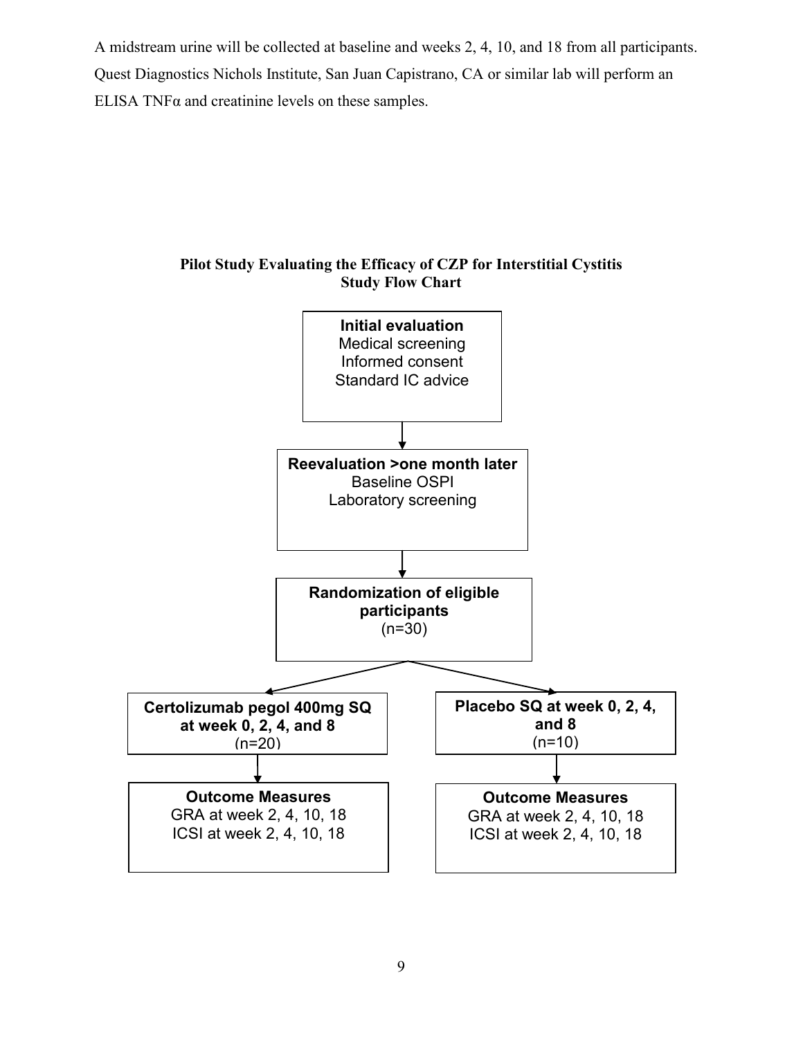A midstream urine will be collected at baseline and weeks 2, 4, 10, and 18 from all participants. Quest Diagnostics Nichols Institute, San Juan Capistrano, CA or similar lab will perform an ELISA TNFα and creatinine levels on these samples.

**Pilot Study Evaluating the Efficacy of CZP for Interstitial Cystitis**
**Study Flow Chart**

**Initial evaluation**
Medical screening
Informed consent
Standard IC advice

↓

**Reevaluation >one month later**
Baseline OSPI
Laboratory screening

↓

**Randomization of eligible participants**
(n=30)

↓

**Certolizumab pegol 400mg SQ at week 0, 2, 4, and 8**
(n=20)

↓

**Outcome Measures**
GRA at week 2, 4, 10, 18
ICSI at week 2, 4, 10, 18

**Placebo SQ at week 0, 2, 4, and 8**
(n=10)

↓

**Outcome Measures**
GRA at week 2, 4, 10, 18
ICSI at week 2, 4, 10, 18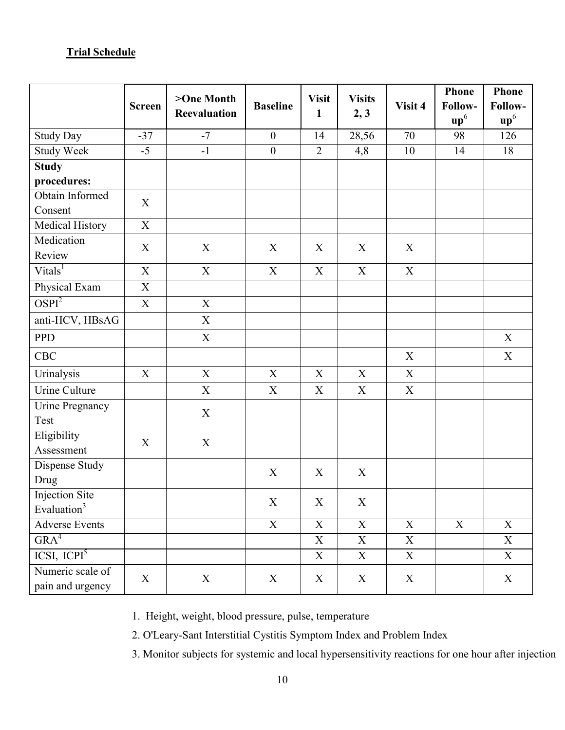**Trial Schedule**

| | Screen | >One Month Reevaluation | Baseline | Visit 1 | Visits 2, 3 | Visit 4 | Phone Follow-up[6] | Phone Follow-up[6] |
|---|---|---|---|---|---|---|---|---|
| Study Day | -37 | -7 | 0 | 14 | 28,56 | 70 | 98 | 126 |
| Study Week | -5 | -1 | 0 | 2 | 4,8 | 10 | 14 | 18 |
| **Study procedures:** | | | | | | | | |
| Obtain Informed Consent | X | | | | | | | |
| Medical History | X | | | | | | | |
| Medication Review | X | X | X | X | X | X | | |
| Vitals[1] | X | X | X | X | X | X | | |
| Physical Exam | X | | | | | | | |
| OSPI[2] | X | X | | | | | | |
| anti-HCV, HBsAG | | X | | | | | | |
| PPD | | X | | | | | | X |
| CBC | | | | | | X | | X |
| Urinalysis | X | X | X | X | X | X | | |
| Urine Culture | | X | X | X | X | X | | |
| Urine Pregnancy Test | | X | | | | | | |
| Eligibility Assessment | X | X | | | | | | |
| Dispense Study Drug | | | X | X | X | | | |
| Injection Site Evaluation[3] | | | X | X | X | | | |
| Adverse Events | | | X | X | X | X | X | X |
| GRA[4] | | | | X | X | X | | X |
| ICSI, ICPI[5] | | | | X | X | X | | X |
| Numeric scale of pain and urgency | X | X | X | X | X | X | | X |

1. Height, weight, blood pressure, pulse, temperature
2. O'Leary-Sant Interstitial Cystitis Symptom Index and Problem Index
3. Monitor subjects for systemic and local hypersensitivity reactions for one hour after injection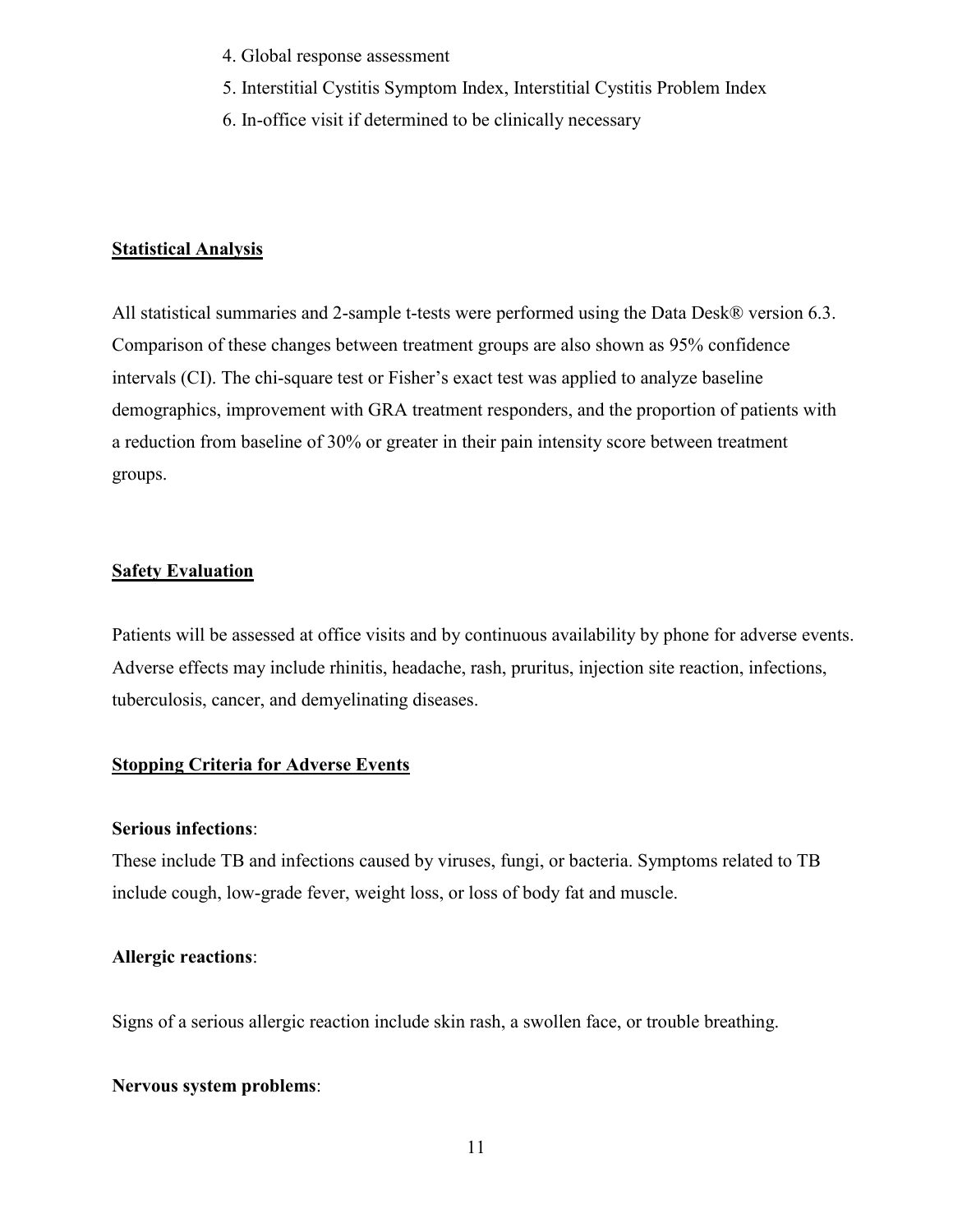4. Global response assessment
5. Interstitial Cystitis Symptom Index, Interstitial Cystitis Problem Index
6. In-office visit if determined to be clinically necessary

## Statistical Analysis

All statistical summaries and 2-sample t-tests were performed using the Data Desk® version 6.3. Comparison of these changes between treatment groups are also shown as 95% confidence intervals (CI). The chi-square test or Fisher's exact test was applied to analyze baseline demographics, improvement with GRA treatment responders, and the proportion of patients with a reduction from baseline of 30% or greater in their pain intensity score between treatment groups.

## Safety Evaluation

Patients will be assessed at office visits and by continuous availability by phone for adverse events. Adverse effects may include rhinitis, headache, rash, pruritus, injection site reaction, infections, tuberculosis, cancer, and demyelinating diseases.

## Stopping Criteria for Adverse Events

**Serious infections**:
These include TB and infections caused by viruses, fungi, or bacteria. Symptoms related to TB include cough, low-grade fever, weight loss, or loss of body fat and muscle.

**Allergic reactions**:

Signs of a serious allergic reaction include skin rash, a swollen face, or trouble breathing.

**Nervous system problems**: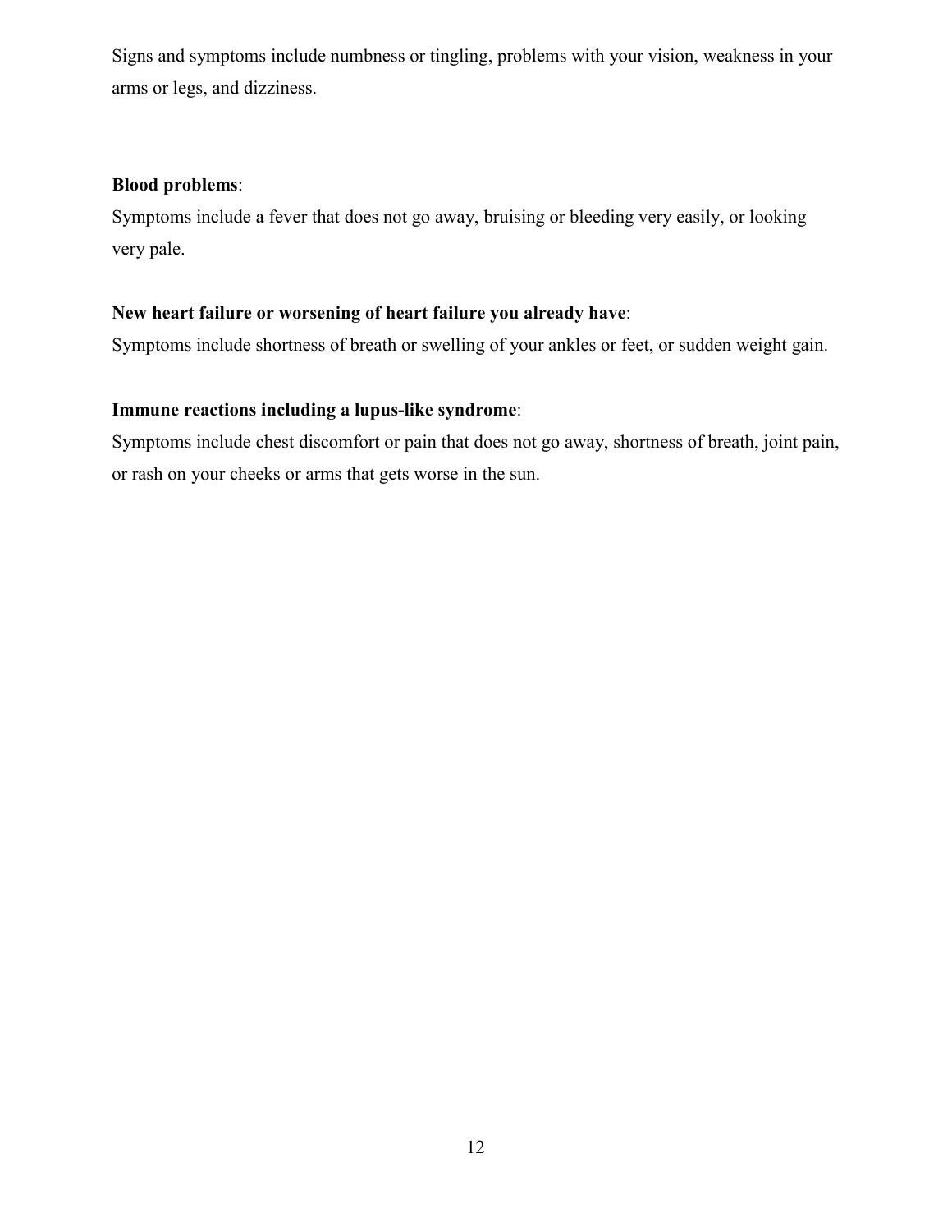Signs and symptoms include numbness or tingling, problems with your vision, weakness in your arms or legs, and dizziness.

**Blood problems**:
Symptoms include a fever that does not go away, bruising or bleeding very easily, or looking very pale.

**New heart failure or worsening of heart failure you already have**:
Symptoms include shortness of breath or swelling of your ankles or feet, or sudden weight gain.

**Immune reactions including a lupus-like syndrome**:
Symptoms include chest discomfort or pain that does not go away, shortness of breath, joint pain, or rash on your cheeks or arms that gets worse in the sun.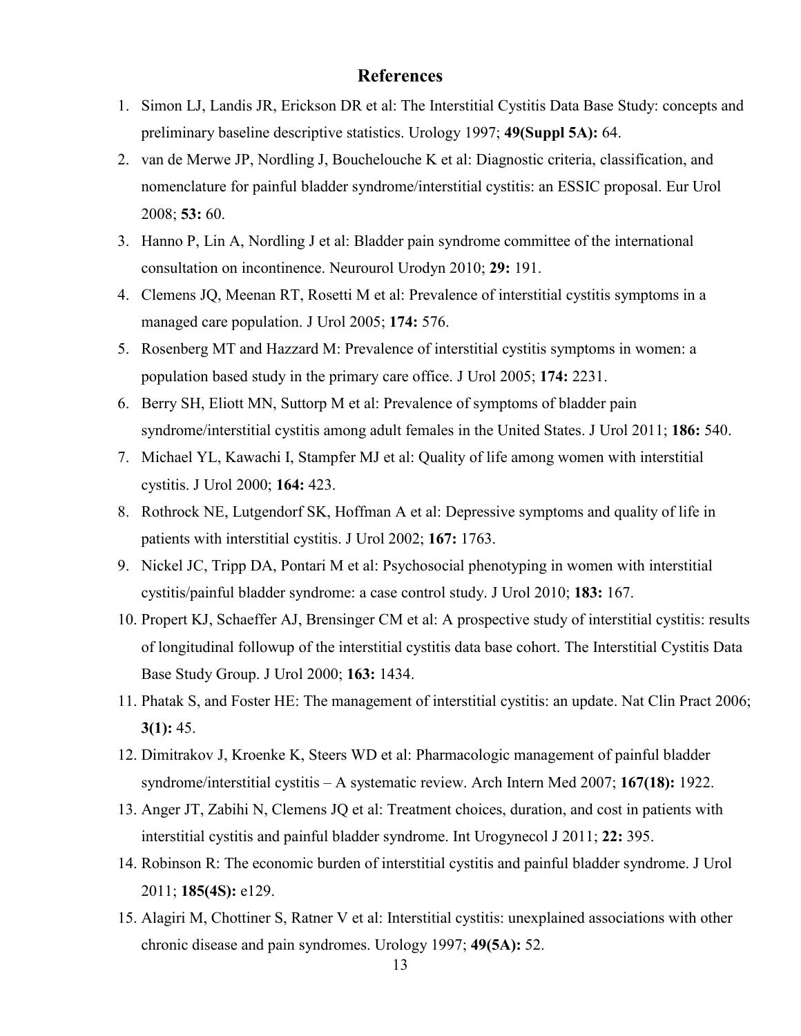## References

1. Simon LJ, Landis JR, Erickson DR et al: The Interstitial Cystitis Data Base Study: concepts and preliminary baseline descriptive statistics. Urology 1997; **49(Suppl 5A):** 64.
2. van de Merwe JP, Nordling J, Bouchelouche K et al: Diagnostic criteria, classification, and nomenclature for painful bladder syndrome/interstitial cystitis: an ESSIC proposal. Eur Urol 2008; **53:** 60.
3. Hanno P, Lin A, Nordling J et al: Bladder pain syndrome committee of the international consultation on incontinence. Neurourol Urodyn 2010; **29:** 191.
4. Clemens JQ, Meenan RT, Rosetti M et al: Prevalence of interstitial cystitis symptoms in a managed care population. J Urol 2005; **174:** 576.
5. Rosenberg MT and Hazzard M: Prevalence of interstitial cystitis symptoms in women: a population based study in the primary care office. J Urol 2005; **174:** 2231.
6. Berry SH, Eliott MN, Suttorp M et al: Prevalence of symptoms of bladder pain syndrome/interstitial cystitis among adult females in the United States. J Urol 2011; **186:** 540.
7. Michael YL, Kawachi I, Stampfer MJ et al: Quality of life among women with interstitial cystitis. J Urol 2000; **164:** 423.
8. Rothrock NE, Lutgendorf SK, Hoffman A et al: Depressive symptoms and quality of life in patients with interstitial cystitis. J Urol 2002; **167:** 1763.
9. Nickel JC, Tripp DA, Pontari M et al: Psychosocial phenotyping in women with interstitial cystitis/painful bladder syndrome: a case control study. J Urol 2010; **183:** 167.
10. Propert KJ, Schaeffer AJ, Brensinger CM et al: A prospective study of interstitial cystitis: results of longitudinal followup of the interstitial cystitis data base cohort. The Interstitial Cystitis Data Base Study Group. J Urol 2000; **163:** 1434.
11. Phatak S, and Foster HE: The management of interstitial cystitis: an update. Nat Clin Pract 2006; **3(1):** 45.
12. Dimitrakov J, Kroenke K, Steers WD et al: Pharmacologic management of painful bladder syndrome/interstitial cystitis – A systematic review. Arch Intern Med 2007; **167(18):** 1922.
13. Anger JT, Zabihi N, Clemens JQ et al: Treatment choices, duration, and cost in patients with interstitial cystitis and painful bladder syndrome. Int Urogynecol J 2011; **22:** 395.
14. Robinson R: The economic burden of interstitial cystitis and painful bladder syndrome. J Urol 2011; **185(4S):** e129.
15. Alagiri M, Chottiner S, Ratner V et al: Interstitial cystitis: unexplained associations with other chronic disease and pain syndromes. Urology 1997; **49(5A):** 52.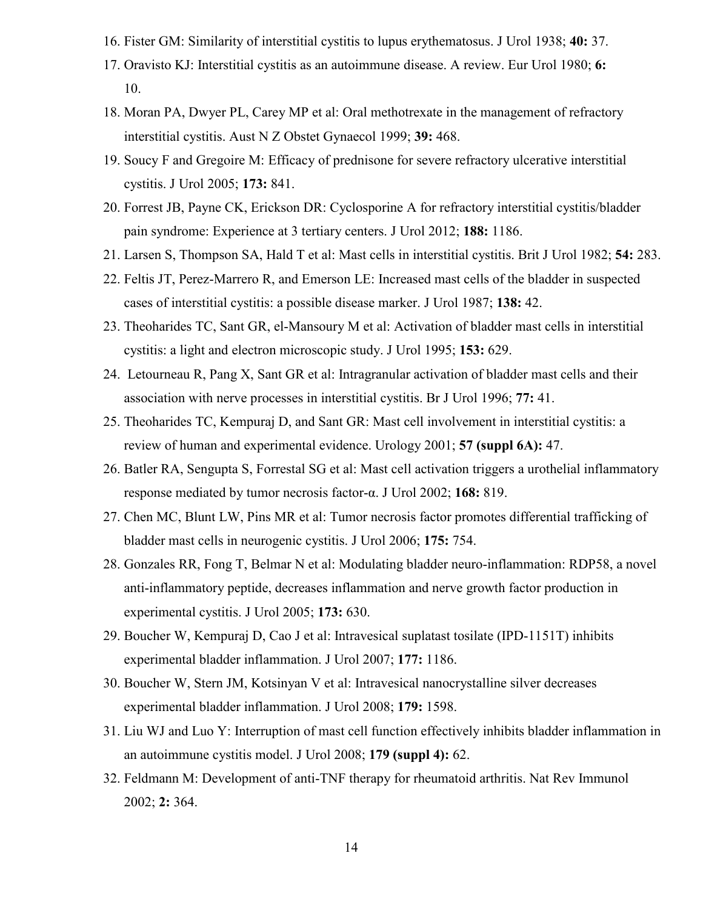16. Fister GM: Similarity of interstitial cystitis to lupus erythematosus. J Urol 1938; **40:** 37.
17. Oravisto KJ: Interstitial cystitis as an autoimmune disease. A review. Eur Urol 1980; **6:** 10.
18. Moran PA, Dwyer PL, Carey MP et al: Oral methotrexate in the management of refractory interstitial cystitis. Aust N Z Obstet Gynaecol 1999; **39:** 468.
19. Soucy F and Gregoire M: Efficacy of prednisone for severe refractory ulcerative interstitial cystitis. J Urol 2005; **173:** 841.
20. Forrest JB, Payne CK, Erickson DR: Cyclosporine A for refractory interstitial cystitis/bladder pain syndrome: Experience at 3 tertiary centers. J Urol 2012; **188:** 1186.
21. Larsen S, Thompson SA, Hald T et al: Mast cells in interstitial cystitis. Brit J Urol 1982; **54:** 283.
22. Feltis JT, Perez-Marrero R, and Emerson LE: Increased mast cells of the bladder in suspected cases of interstitial cystitis: a possible disease marker. J Urol 1987; **138:** 42.
23. Theoharides TC, Sant GR, el-Mansoury M et al: Activation of bladder mast cells in interstitial cystitis: a light and electron microscopic study. J Urol 1995; **153:** 629.
24. Letourneau R, Pang X, Sant GR et al: Intragranular activation of bladder mast cells and their association with nerve processes in interstitial cystitis. Br J Urol 1996; **77:** 41.
25. Theoharides TC, Kempuraj D, and Sant GR: Mast cell involvement in interstitial cystitis: a review of human and experimental evidence. Urology 2001; **57 (suppl 6A):** 47.
26. Batler RA, Sengupta S, Forrestal SG et al: Mast cell activation triggers a urothelial inflammatory response mediated by tumor necrosis factor-α. J Urol 2002; **168:** 819.
27. Chen MC, Blunt LW, Pins MR et al: Tumor necrosis factor promotes differential trafficking of bladder mast cells in neurogenic cystitis. J Urol 2006; **175:** 754.
28. Gonzales RR, Fong T, Belmar N et al: Modulating bladder neuro-inflammation: RDP58, a novel anti-inflammatory peptide, decreases inflammation and nerve growth factor production in experimental cystitis. J Urol 2005; **173:** 630.
29. Boucher W, Kempuraj D, Cao J et al: Intravesical suplatast tosilate (IPD-1151T) inhibits experimental bladder inflammation. J Urol 2007; **177:** 1186.
30. Boucher W, Stern JM, Kotsinyan V et al: Intravesical nanocrystalline silver decreases experimental bladder inflammation. J Urol 2008; **179:** 1598.
31. Liu WJ and Luo Y: Interruption of mast cell function effectively inhibits bladder inflammation in an autoimmune cystitis model. J Urol 2008; **179 (suppl 4):** 62.
32. Feldmann M: Development of anti-TNF therapy for rheumatoid arthritis. Nat Rev Immunol 2002; **2:** 364.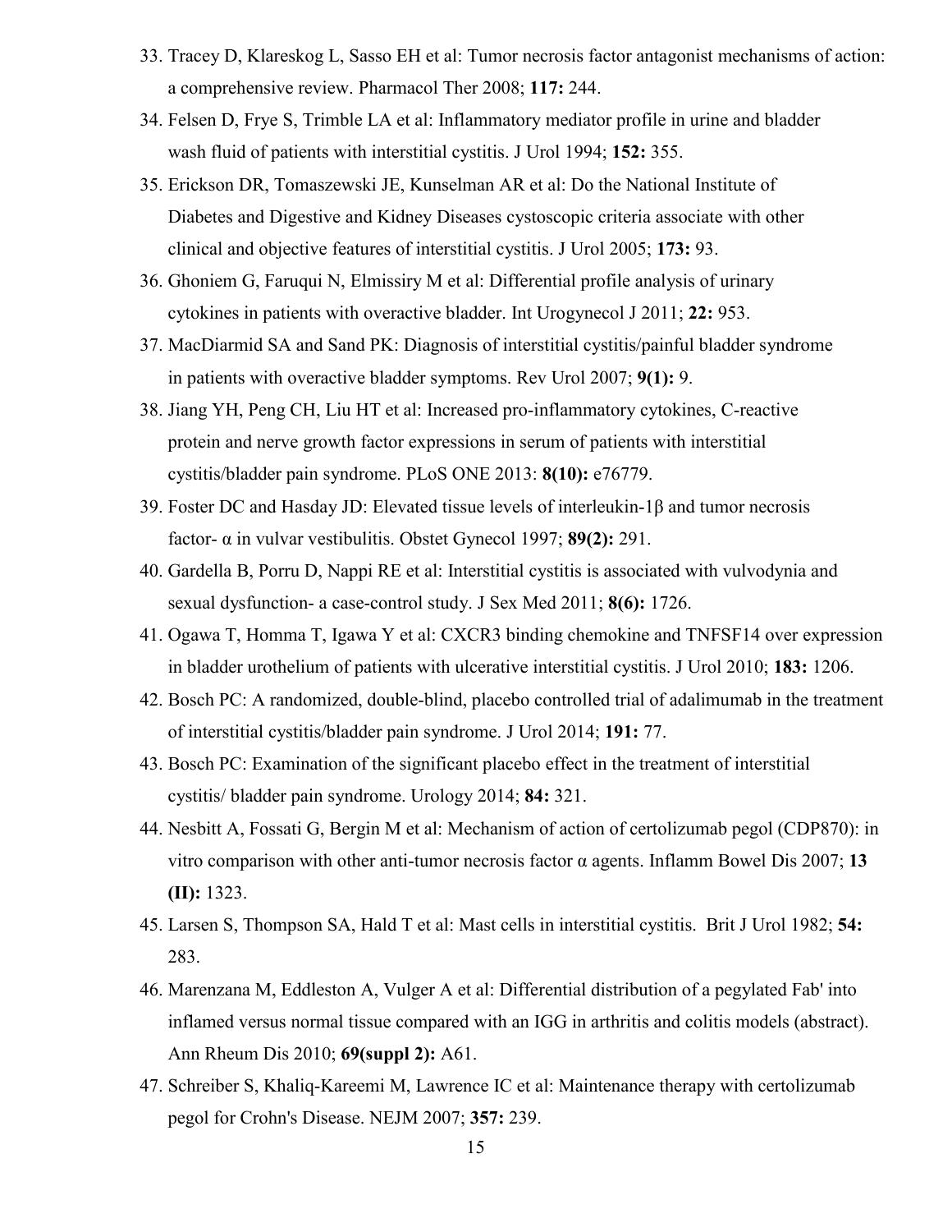33. Tracey D, Klareskog L, Sasso EH et al: Tumor necrosis factor antagonist mechanisms of action: a comprehensive review. Pharmacol Ther 2008; **117:** 244.
34. Felsen D, Frye S, Trimble LA et al: Inflammatory mediator profile in urine and bladder wash fluid of patients with interstitial cystitis. J Urol 1994; **152:** 355.
35. Erickson DR, Tomaszewski JE, Kunselman AR et al: Do the National Institute of Diabetes and Digestive and Kidney Diseases cystoscopic criteria associate with other clinical and objective features of interstitial cystitis. J Urol 2005; **173:** 93.
36. Ghoniem G, Faruqui N, Elmissiry M et al: Differential profile analysis of urinary cytokines in patients with overactive bladder. Int Urogynecol J 2011; **22:** 953.
37. MacDiarmid SA and Sand PK: Diagnosis of interstitial cystitis/painful bladder syndrome in patients with overactive bladder symptoms. Rev Urol 2007; **9(1):** 9.
38. Jiang YH, Peng CH, Liu HT et al: Increased pro-inflammatory cytokines, C-reactive protein and nerve growth factor expressions in serum of patients with interstitial cystitis/bladder pain syndrome. PLoS ONE 2013: **8(10):** e76779.
39. Foster DC and Hasday JD: Elevated tissue levels of interleukin-1β and tumor necrosis factor- α in vulvar vestibulitis. Obstet Gynecol 1997; **89(2):** 291.
40. Gardella B, Porru D, Nappi RE et al: Interstitial cystitis is associated with vulvodynia and sexual dysfunction- a case-control study. J Sex Med 2011; **8(6):** 1726.
41. Ogawa T, Homma T, Igawa Y et al: CXCR3 binding chemokine and TNFSF14 over expression in bladder urothelium of patients with ulcerative interstitial cystitis. J Urol 2010; **183:** 1206.
42. Bosch PC: A randomized, double-blind, placebo controlled trial of adalimumab in the treatment of interstitial cystitis/bladder pain syndrome. J Urol 2014; **191:** 77.
43. Bosch PC: Examination of the significant placebo effect in the treatment of interstitial cystitis/ bladder pain syndrome. Urology 2014; **84:** 321.
44. Nesbitt A, Fossati G, Bergin M et al: Mechanism of action of certolizumab pegol (CDP870): in vitro comparison with other anti-tumor necrosis factor α agents. Inflamm Bowel Dis 2007; **13 (II):** 1323.
45. Larsen S, Thompson SA, Hald T et al: Mast cells in interstitial cystitis. Brit J Urol 1982; **54:** 283.
46. Marenzana M, Eddleston A, Vulger A et al: Differential distribution of a pegylated Fab' into inflamed versus normal tissue compared with an IGG in arthritis and colitis models (abstract). Ann Rheum Dis 2010; **69(suppl 2):** A61.
47. Schreiber S, Khaliq-Kareemi M, Lawrence IC et al: Maintenance therapy with certolizumab pegol for Crohn's Disease. NEJM 2007; **357:** 239.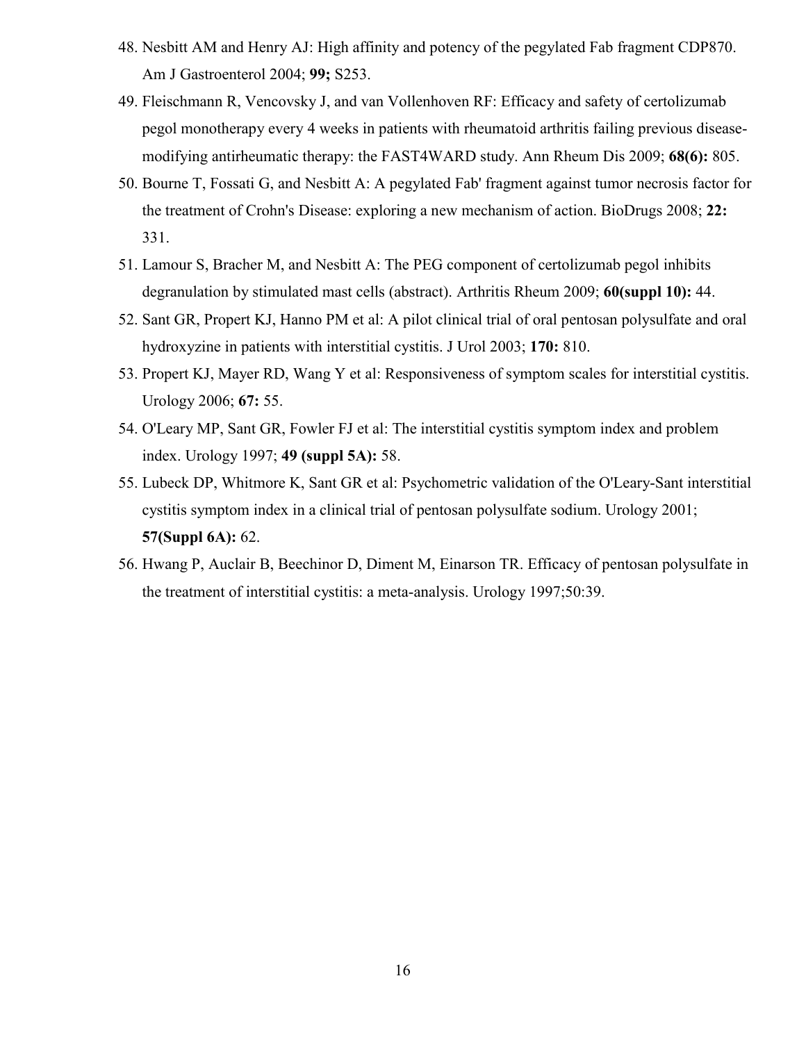48. Nesbitt AM and Henry AJ: High affinity and potency of the pegylated Fab fragment CDP870. Am J Gastroenterol 2004; **99;** S253.
49. Fleischmann R, Vencovsky J, and van Vollenhoven RF: Efficacy and safety of certolizumab pegol monotherapy every 4 weeks in patients with rheumatoid arthritis failing previous disease-modifying antirheumatic therapy: the FAST4WARD study. Ann Rheum Dis 2009; **68(6):** 805.
50. Bourne T, Fossati G, and Nesbitt A: A pegylated Fab' fragment against tumor necrosis factor for the treatment of Crohn's Disease: exploring a new mechanism of action. BioDrugs 2008; **22:** 331.
51. Lamour S, Bracher M, and Nesbitt A: The PEG component of certolizumab pegol inhibits degranulation by stimulated mast cells (abstract). Arthritis Rheum 2009; **60(suppl 10):** 44.
52. Sant GR, Propert KJ, Hanno PM et al: A pilot clinical trial of oral pentosan polysulfate and oral hydroxyzine in patients with interstitial cystitis. J Urol 2003; **170:** 810.
53. Propert KJ, Mayer RD, Wang Y et al: Responsiveness of symptom scales for interstitial cystitis. Urology 2006; **67:** 55.
54. O'Leary MP, Sant GR, Fowler FJ et al: The interstitial cystitis symptom index and problem index. Urology 1997; **49 (suppl 5A):** 58.
55. Lubeck DP, Whitmore K, Sant GR et al: Psychometric validation of the O'Leary-Sant interstitial cystitis symptom index in a clinical trial of pentosan polysulfate sodium. Urology 2001; **57(Suppl 6A):** 62.
56. Hwang P, Auclair B, Beechinor D, Diment M, Einarson TR. Efficacy of pentosan polysulfate in the treatment of interstitial cystitis: a meta-analysis. Urology 1997;50:39.